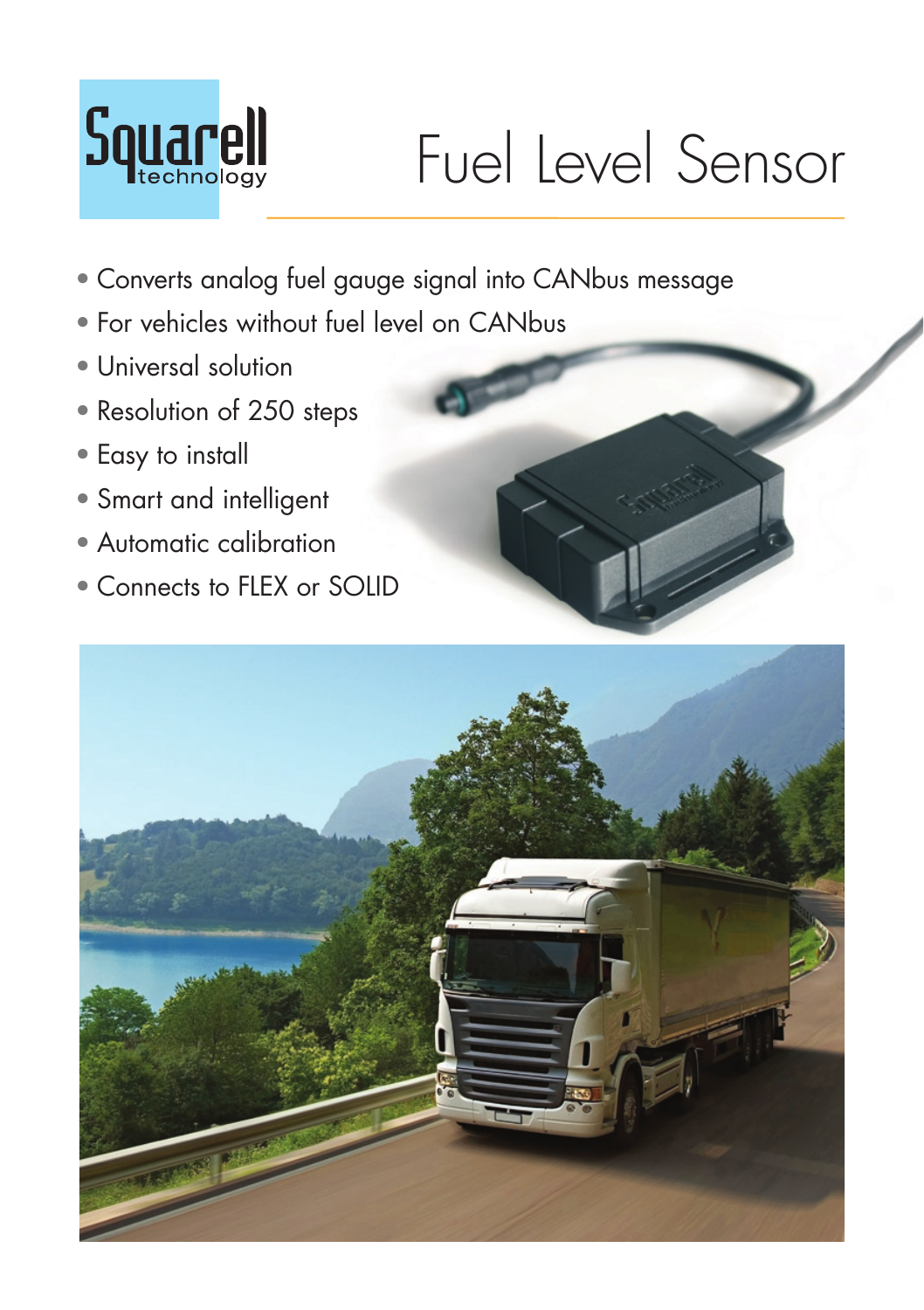Squarell technology

# Fuel Level Sensor

- Converts analog fuel gauge signal into CANbus message
- For vehicles without fuel level on CANbus
- Universal solution
- Resolution of 250 steps
- Easy to install
- Smart and intelligent
- Automatic calibration
- Connects to FLEX or SOLID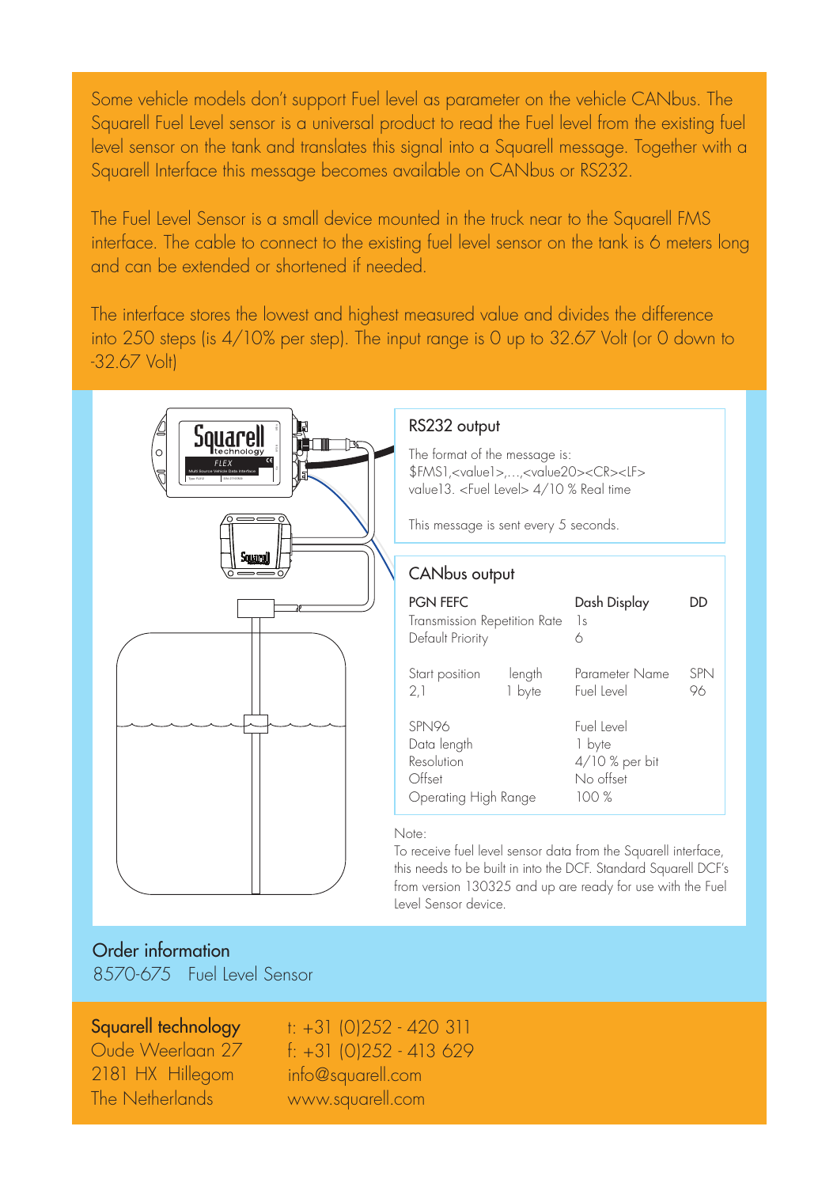Some vehicle models don't support Fuel level as parameter on the vehicle CANbus. The Squarell Fuel Level sensor is a universal product to read the Fuel level from the existing fuel level sensor on the tank and translates this signal into a Squarell message. Together with a Squarell Interface this message becomes available on CANbus or RS232.

The Fuel Level Sensor is a small device mounted in the truck near to the Squarell FMS interface. The cable to connect to the existing fuel level sensor on the tank is 6 meters long and can be extended or shortened if needed.

The interface stores the lowest and highest measured value and divides the difference into 250 steps (is 4/10% per step). The input range is 0 up to 32.67 Volt (or 0 down to -32.67 Volt)

## RS232 output

The format of the message is:
$FMS1,<value1>,…,<value20><CR><LF>
value13. <Fuel Level> 4/10 % Real time

This message is sent every 5 seconds.

## CANbus output

| | | | |
|---|---|---|---|
| PGN FEFC | | Dash Display | DD |
| Transmission Repetition Rate | | 1s | |
| Default Priority | | 6 | |
| Start position | length | Parameter Name | SPN |
| 2,1 | 1 byte | Fuel Level | 96 |

| | |
|---|---|
| SPN96 | Fuel Level |
| Data length | 1 byte |
| Resolution | 4/10 % per bit |
| Offset | No offset |
| Operating High Range | 100 % |

Note:
To receive fuel level sensor data from the Squarell interface, this needs to be built in into the DCF. Standard Squarell DCF's from version 130325 and up are ready for use with the Fuel Level Sensor device.

## Order information

8570-675 Fuel Level Sensor

**Squarell technology**
Oude Weerlaan 27
2181 HX Hillegom
The Netherlands

t: +31 (0)252 - 420 311
f: +31 (0)252 - 413 629
info@squarell.com
www.squarell.com